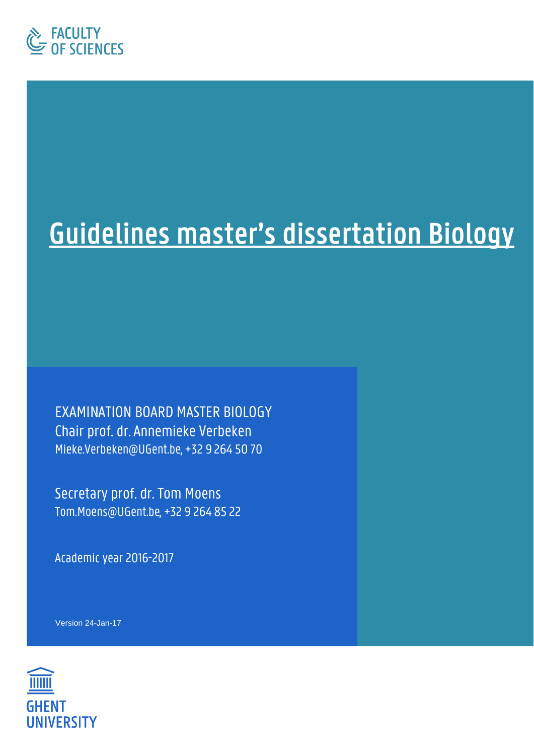FACULTY OF SCIENCES

# Guidelines master's dissertation Biology

EXAMINATION BOARD MASTER BIOLOGY
Chair prof. dr. Annemieke Verbeken
Mieke.Verbeken@UGent.be, +32 9 264 50 70

Secretary prof. dr. Tom Moens
Tom.Moens@UGent.be, +32 9 264 85 22

Academic year 2016-2017

Version 24-Jan-17

GHENT UNIVERSITY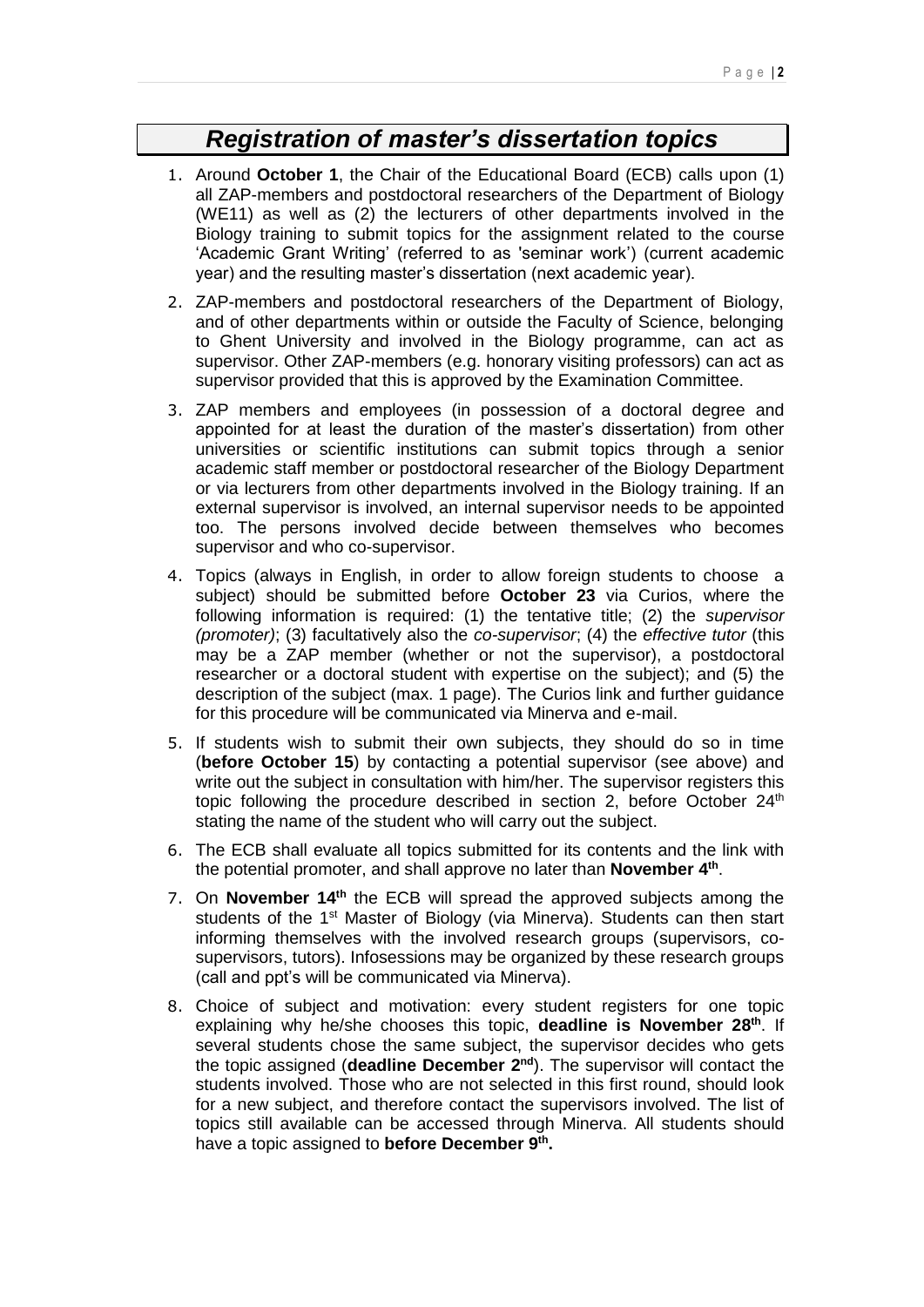# *Registration of master's dissertation topics*

1. Around **October 1**, the Chair of the Educational Board (ECB) calls upon (1) all ZAP-members and postdoctoral researchers of the Department of Biology (WE11) as well as (2) the lecturers of other departments involved in the Biology training to submit topics for the assignment related to the course 'Academic Grant Writing' (referred to as 'seminar work') (current academic year) and the resulting master's dissertation (next academic year).
2. ZAP-members and postdoctoral researchers of the Department of Biology, and of other departments within or outside the Faculty of Science, belonging to Ghent University and involved in the Biology programme, can act as supervisor. Other ZAP-members (e.g. honorary visiting professors) can act as supervisor provided that this is approved by the Examination Committee.
3. ZAP members and employees (in possession of a doctoral degree and appointed for at least the duration of the master's dissertation) from other universities or scientific institutions can submit topics through a senior academic staff member or postdoctoral researcher of the Biology Department or via lecturers from other departments involved in the Biology training. If an external supervisor is involved, an internal supervisor needs to be appointed too. The persons involved decide between themselves who becomes supervisor and who co-supervisor.
4. Topics (always in English, in order to allow foreign students to choose a subject) should be submitted before **October 23** via Curios, where the following information is required: (1) the tentative title; (2) the *supervisor (promoter)*; (3) facultatively also the *co-supervisor*; (4) the *effective tutor* (this may be a ZAP member (whether or not the supervisor), a postdoctoral researcher or a doctoral student with expertise on the subject); and (5) the description of the subject (max. 1 page). The Curios link and further guidance for this procedure will be communicated via Minerva and e-mail.
5. If students wish to submit their own subjects, they should do so in time (**before October 15**) by contacting a potential supervisor (see above) and write out the subject in consultation with him/her. The supervisor registers this topic following the procedure described in section 2, before October 24th stating the name of the student who will carry out the subject.
6. The ECB shall evaluate all topics submitted for its contents and the link with the potential promoter, and shall approve no later than **November 4th**.
7. On **November 14th** the ECB will spread the approved subjects among the students of the 1st Master of Biology (via Minerva). Students can then start informing themselves with the involved research groups (supervisors, co-supervisors, tutors). Infosessions may be organized by these research groups (call and ppt's will be communicated via Minerva).
8. Choice of subject and motivation: every student registers for one topic explaining why he/she chooses this topic, **deadline is November 28th**. If several students chose the same subject, the supervisor decides who gets the topic assigned (**deadline December 2nd**). The supervisor will contact the students involved. Those who are not selected in this first round, should look for a new subject, and therefore contact the supervisors involved. The list of topics still available can be accessed through Minerva. All students should have a topic assigned to **before December 9th.**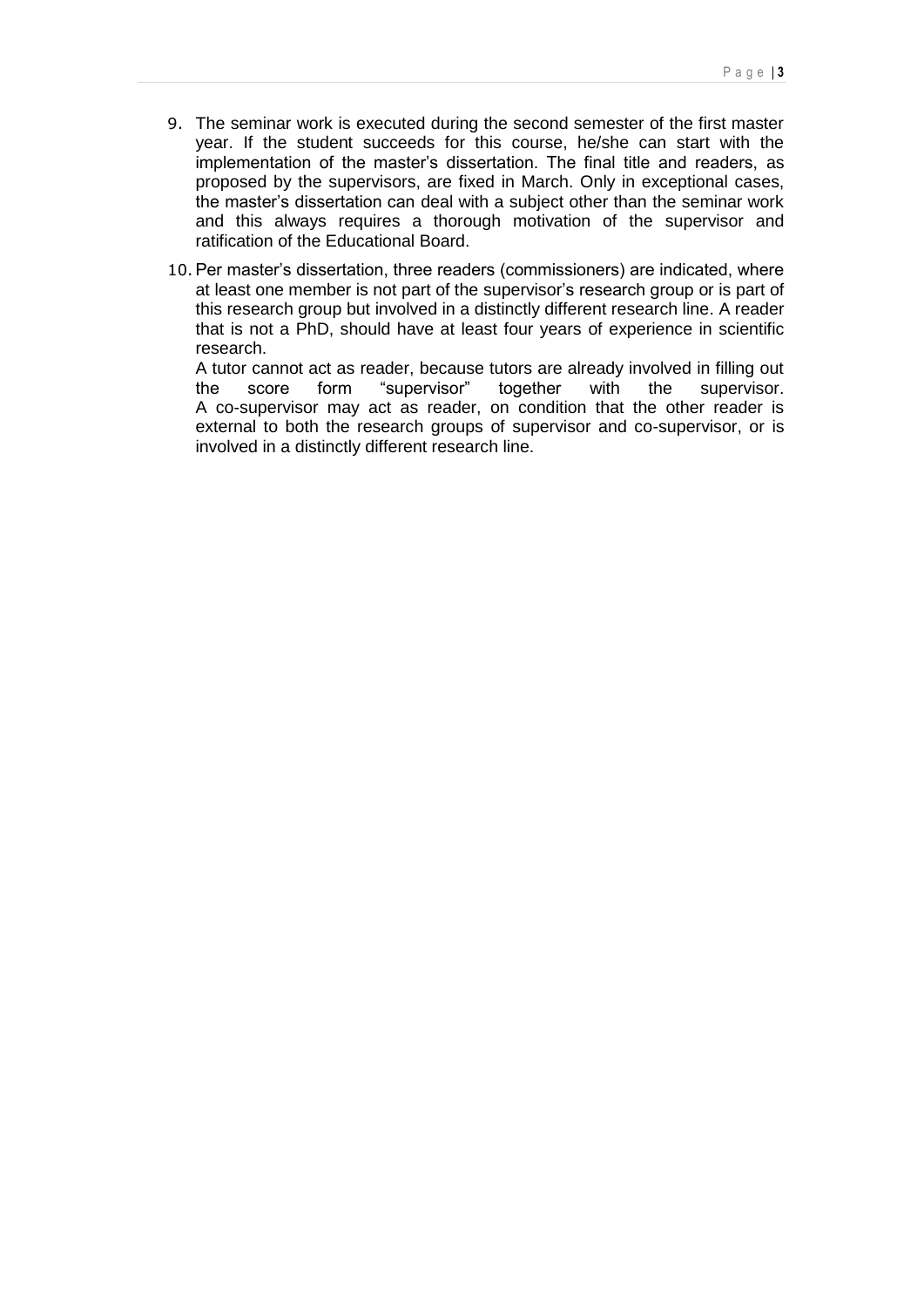9. The seminar work is executed during the second semester of the first master year. If the student succeeds for this course, he/she can start with the implementation of the master's dissertation. The final title and readers, as proposed by the supervisors, are fixed in March. Only in exceptional cases, the master's dissertation can deal with a subject other than the seminar work and this always requires a thorough motivation of the supervisor and ratification of the Educational Board.

10. Per master's dissertation, three readers (commissioners) are indicated, where at least one member is not part of the supervisor's research group or is part of this research group but involved in a distinctly different research line. A reader that is not a PhD, should have at least four years of experience in scientific research.
    A tutor cannot act as reader, because tutors are already involved in filling out the score form "supervisor" together with the supervisor.
    A co-supervisor may act as reader, on condition that the other reader is external to both the research groups of supervisor and co-supervisor, or is involved in a distinctly different research line.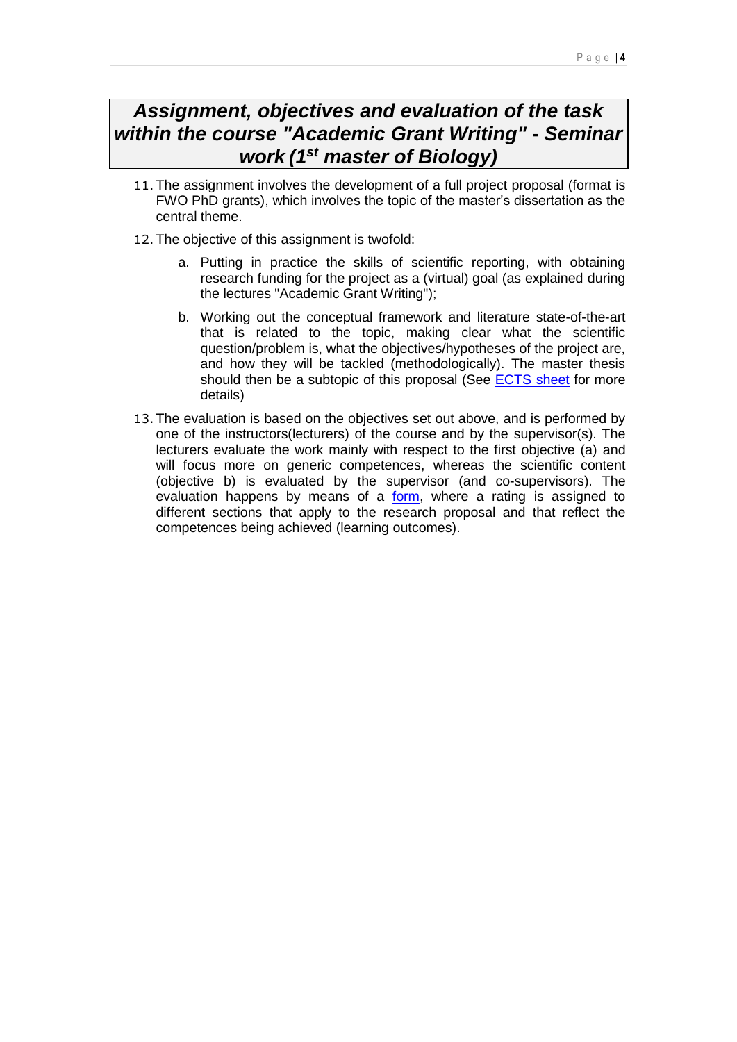## *Assignment, objectives and evaluation of the task within the course "Academic Grant Writing" - Seminar work (1st master of Biology)*

11. The assignment involves the development of a full project proposal (format is FWO PhD grants), which involves the topic of the master's dissertation as the central theme.
12. The objective of this assignment is twofold:
    a. Putting in practice the skills of scientific reporting, with obtaining research funding for the project as a (virtual) goal (as explained during the lectures "Academic Grant Writing");
    b. Working out the conceptual framework and literature state-of-the-art that is related to the topic, making clear what the scientific question/problem is, what the objectives/hypotheses of the project are, and how they will be tackled (methodologically). The master thesis should then be a subtopic of this proposal (See ECTS sheet for more details)
13. The evaluation is based on the objectives set out above, and is performed by one of the instructors(lecturers) of the course and by the supervisor(s). The lecturers evaluate the work mainly with respect to the first objective (a) and will focus more on generic competences, whereas the scientific content (objective b) is evaluated by the supervisor (and co-supervisors). The evaluation happens by means of a form, where a rating is assigned to different sections that apply to the research proposal and that reflect the competences being achieved (learning outcomes).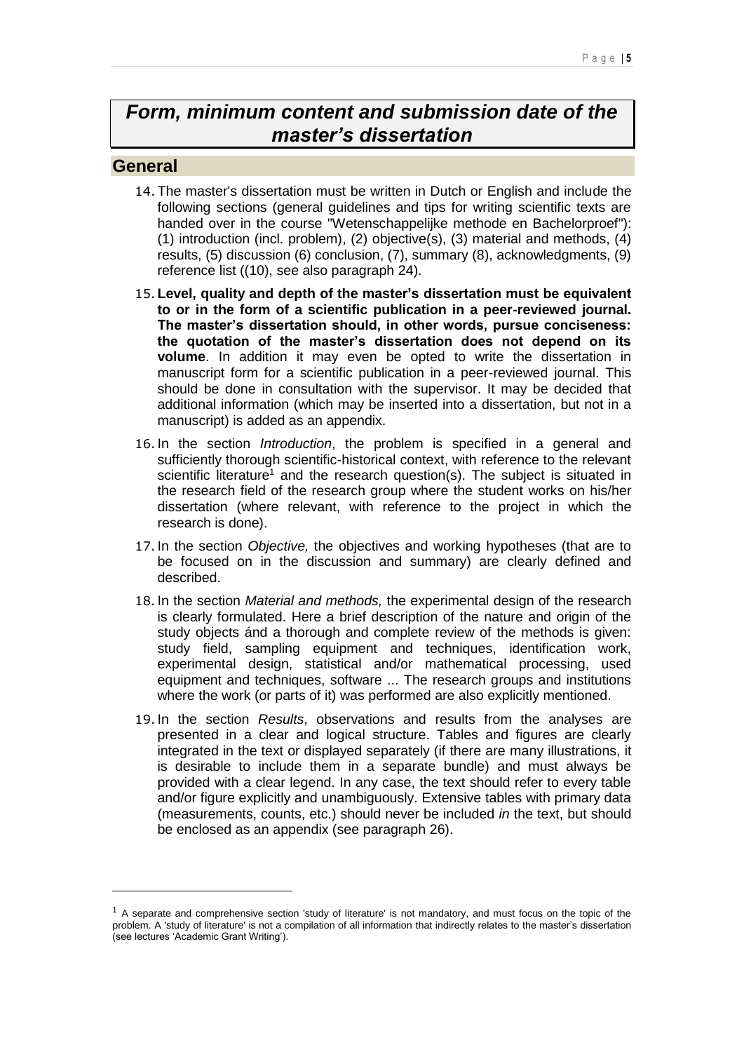# *Form, minimum content and submission date of the master's dissertation*

## General

14. The master's dissertation must be written in Dutch or English and include the following sections (general guidelines and tips for writing scientific texts are handed over in the course "Wetenschappelijke methode en Bachelorproef"): (1) introduction (incl. problem), (2) objective(s), (3) material and methods, (4) results, (5) discussion (6) conclusion, (7), summary (8), acknowledgments, (9) reference list ((10), see also paragraph 24).

15. **Level, quality and depth of the master's dissertation must be equivalent to or in the form of a scientific publication in a peer-reviewed journal. The master's dissertation should, in other words, pursue conciseness: the quotation of the master's dissertation does not depend on its volume**. In addition it may even be opted to write the dissertation in manuscript form for a scientific publication in a peer-reviewed journal. This should be done in consultation with the supervisor. It may be decided that additional information (which may be inserted into a dissertation, but not in a manuscript) is added as an appendix.

16. In the section *Introduction*, the problem is specified in a general and sufficiently thorough scientific-historical context, with reference to the relevant scientific literature[1] and the research question(s). The subject is situated in the research field of the research group where the student works on his/her dissertation (where relevant, with reference to the project in which the research is done).

17. In the section *Objective,* the objectives and working hypotheses (that are to be focused on in the discussion and summary) are clearly defined and described.

18. In the section *Material and methods,* the experimental design of the research is clearly formulated. Here a brief description of the nature and origin of the study objects ánd a thorough and complete review of the methods is given: study field, sampling equipment and techniques, identification work, experimental design, statistical and/or mathematical processing, used equipment and techniques, software ... The research groups and institutions where the work (or parts of it) was performed are also explicitly mentioned.

19. In the section *Results*, observations and results from the analyses are presented in a clear and logical structure. Tables and figures are clearly integrated in the text or displayed separately (if there are many illustrations, it is desirable to include them in a separate bundle) and must always be provided with a clear legend. In any case, the text should refer to every table and/or figure explicitly and unambiguously. Extensive tables with primary data (measurements, counts, etc.) should never be included *in* the text, but should be enclosed as an appendix (see paragraph 26).

---

[1] A separate and comprehensive section 'study of literature' is not mandatory, and must focus on the topic of the problem. A 'study of literature' is not a compilation of all information that indirectly relates to the master's dissertation (see lectures 'Academic Grant Writing').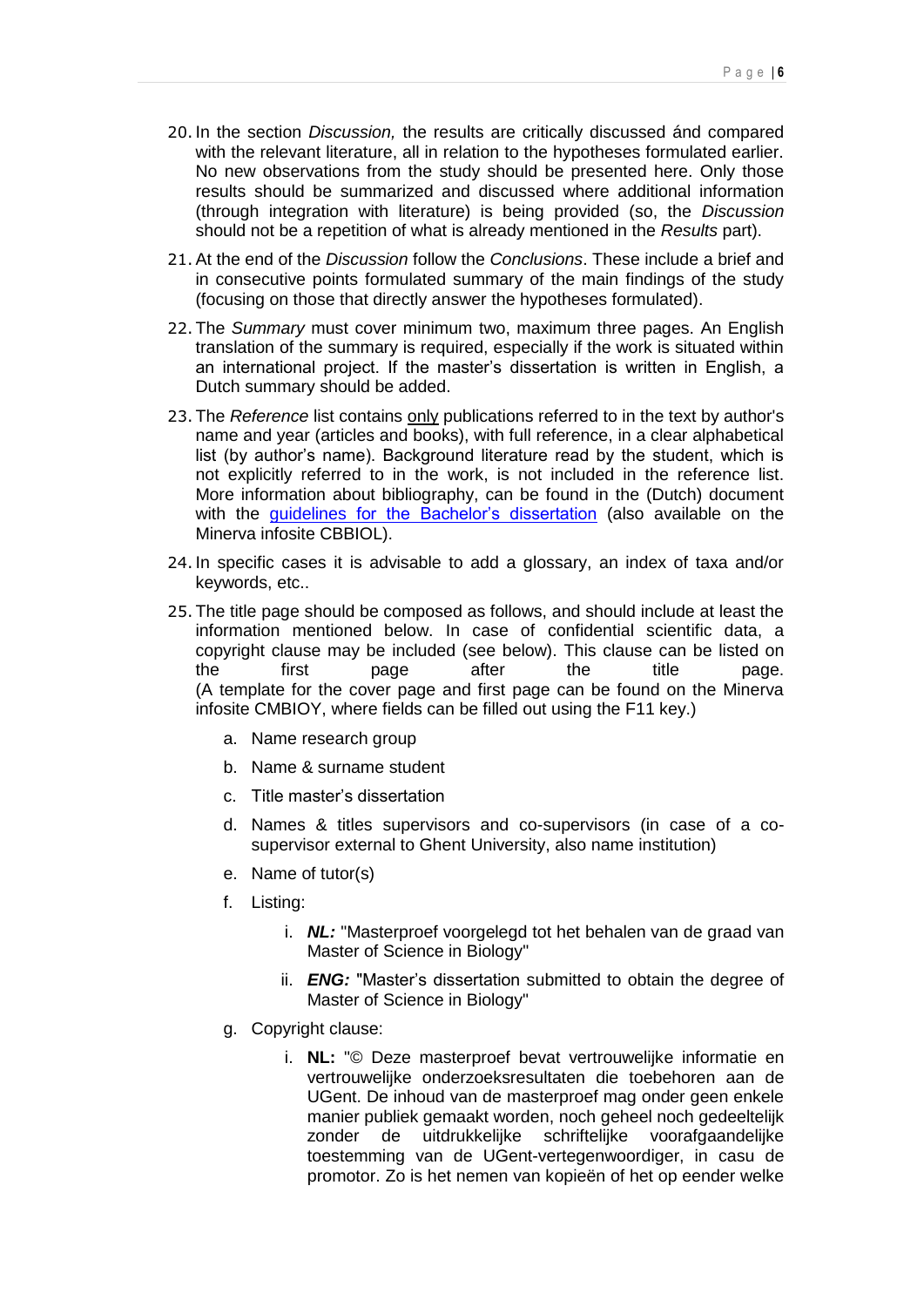20. In the section *Discussion,* the results are critically discussed ánd compared with the relevant literature, all in relation to the hypotheses formulated earlier. No new observations from the study should be presented here. Only those results should be summarized and discussed where additional information (through integration with literature) is being provided (so, the *Discussion* should not be a repetition of what is already mentioned in the *Results* part).

21. At the end of the *Discussion* follow the *Conclusions*. These include a brief and in consecutive points formulated summary of the main findings of the study (focusing on those that directly answer the hypotheses formulated).

22. The *Summary* must cover minimum two, maximum three pages. An English translation of the summary is required, especially if the work is situated within an international project. If the master's dissertation is written in English, a Dutch summary should be added.

23. The *Reference* list contains <u>only</u> publications referred to in the text by author's name and year (articles and books), with full reference, in a clear alphabetical list (by author's name). Background literature read by the student, which is not explicitly referred to in the work, is not included in the reference list. More information about bibliography, can be found in the (Dutch) document with the [guidelines for the Bachelor's dissertation](#) (also available on the Minerva infosite CBBIOL).

24. In specific cases it is advisable to add a glossary, an index of taxa and/or keywords, etc..

25. The title page should be composed as follows, and should include at least the information mentioned below. In case of confidential scientific data, a copyright clause may be included (see below). This clause can be listed on the first page after the title page. (A template for the cover page and first page can be found on the Minerva infosite CMBIOY, where fields can be filled out using the F11 key.)

    a. Name research group

    b. Name & surname student

    c. Title master's dissertation

    d. Names & titles supervisors and co-supervisors (in case of a co-supervisor external to Ghent University, also name institution)

    e. Name of tutor(s)

    f. Listing:

        i. ***NL:*** "Masterproef voorgelegd tot het behalen van de graad van Master of Science in Biology"

        ii. ***ENG:*** "Master's dissertation submitted to obtain the degree of Master of Science in Biology"

    g. Copyright clause:

        i. **NL:** "© Deze masterproef bevat vertrouwelijke informatie en vertrouwelijke onderzoeksresultaten die toebehoren aan de UGent. De inhoud van de masterproef mag onder geen enkele manier publiek gemaakt worden, noch geheel noch gedeeltelijk zonder de uitdrukkelijke schriftelijke voorafgaandelijke toestemming van de UGent-vertegenwoordiger, in casu de promotor. Zo is het nemen van kopieën of het op eender welke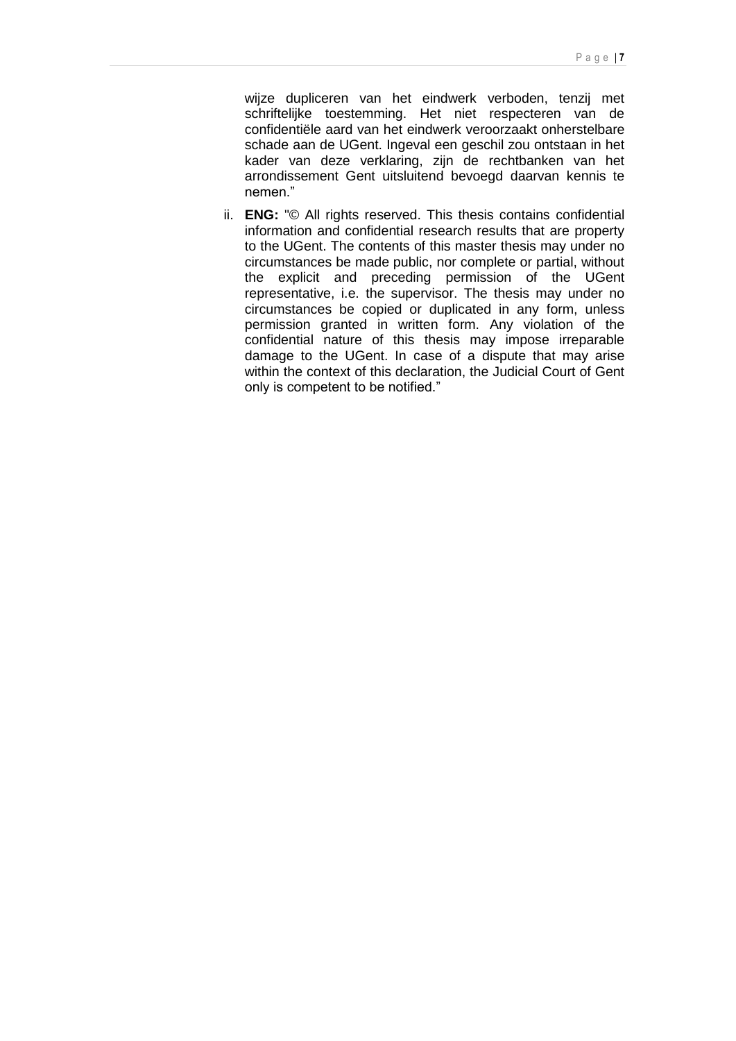wijze dupliceren van het eindwerk verboden, tenzij met schriftelijke toestemming. Het niet respecteren van de confidentiële aard van het eindwerk veroorzaakt onherstelbare schade aan de UGent. Ingeval een geschil zou ontstaan in het kader van deze verklaring, zijn de rechtbanken van het arrondissement Gent uitsluitend bevoegd daarvan kennis te nemen."

ii. **ENG:** "© All rights reserved. This thesis contains confidential information and confidential research results that are property to the UGent. The contents of this master thesis may under no circumstances be made public, nor complete or partial, without the explicit and preceding permission of the UGent representative, i.e. the supervisor. The thesis may under no circumstances be copied or duplicated in any form, unless permission granted in written form. Any violation of the confidential nature of this thesis may impose irreparable damage to the UGent. In case of a dispute that may arise within the context of this declaration, the Judicial Court of Gent only is competent to be notified."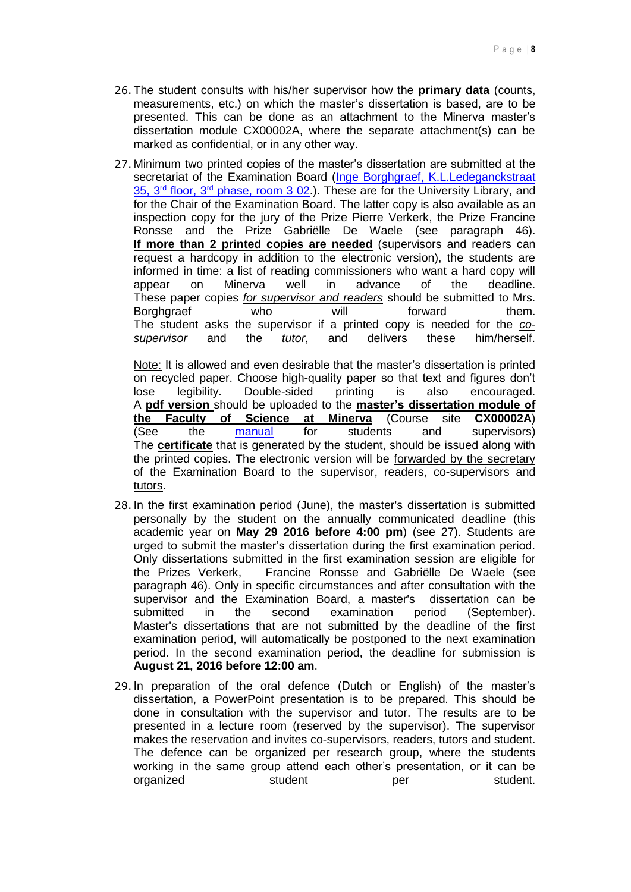26. The student consults with his/her supervisor how the **primary data** (counts, measurements, etc.) on which the master's dissertation is based, are to be presented. This can be done as an attachment to the Minerva master's dissertation module CX00002A, where the separate attachment(s) can be marked as confidential, or in any other way.

27. Minimum two printed copies of the master's dissertation are submitted at the secretariat of the Examination Board (Inge Borghgraef, K.L.Ledeganckstraat 35, 3rd floor, 3rd phase, room 3 02.). These are for the University Library, and for the Chair of the Examination Board. The latter copy is also available as an inspection copy for the jury of the Prize Pierre Verkerk, the Prize Francine Ronsse and the Prize Gabriëlle De Waele (see paragraph 46). **If more than 2 printed copies are needed** (supervisors and readers can request a hardcopy in addition to the electronic version), the students are informed in time: a list of reading commissioners who want a hard copy will appear on Minerva well in advance of the deadline. These paper copies *for supervisor and readers* should be submitted to Mrs. Borghgraef who will forward them. The student asks the supervisor if a printed copy is needed for the *co-supervisor* and the *tutor*, and delivers these him/herself.

    Note: It is allowed and even desirable that the master's dissertation is printed on recycled paper. Choose high-quality paper so that text and figures don't lose legibility. Double-sided printing is also encouraged. A **pdf version** should be uploaded to the **master's dissertation module of the Faculty of Science at Minerva** (Course site **CX00002A**) (See the manual for students and supervisors) The **certificate** that is generated by the student, should be issued along with the printed copies. The electronic version will be forwarded by the secretary of the Examination Board to the supervisor, readers, co-supervisors and tutors.

28. In the first examination period (June), the master's dissertation is submitted personally by the student on the annually communicated deadline (this academic year on **May 29 2016 before 4:00 pm**) (see 27). Students are urged to submit the master's dissertation during the first examination period. Only dissertations submitted in the first examination session are eligible for the Prizes Verkerk, Francine Ronsse and Gabriëlle De Waele (see paragraph 46). Only in specific circumstances and after consultation with the supervisor and the Examination Board, a master's dissertation can be submitted in the second examination period (September). Master's dissertations that are not submitted by the deadline of the first examination period, will automatically be postponed to the next examination period. In the second examination period, the deadline for submission is **August 21, 2016 before 12:00 am**.

29. In preparation of the oral defence (Dutch or English) of the master's dissertation, a PowerPoint presentation is to be prepared. This should be done in consultation with the supervisor and tutor. The results are to be presented in a lecture room (reserved by the supervisor). The supervisor makes the reservation and invites co-supervisors, readers, tutors and student. The defence can be organized per research group, where the students working in the same group attend each other's presentation, or it can be organized student per student.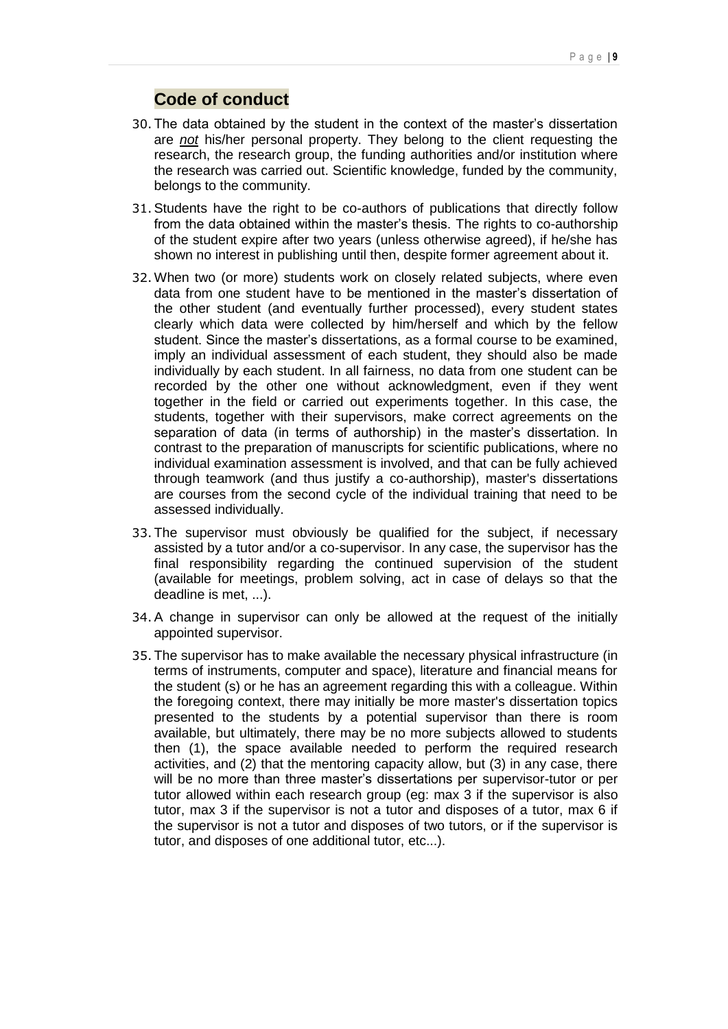## Code of conduct

30. The data obtained by the student in the context of the master's dissertation are *not* his/her personal property. They belong to the client requesting the research, the research group, the funding authorities and/or institution where the research was carried out. Scientific knowledge, funded by the community, belongs to the community.
31. Students have the right to be co-authors of publications that directly follow from the data obtained within the master's thesis. The rights to co-authorship of the student expire after two years (unless otherwise agreed), if he/she has shown no interest in publishing until then, despite former agreement about it.
32. When two (or more) students work on closely related subjects, where even data from one student have to be mentioned in the master's dissertation of the other student (and eventually further processed), every student states clearly which data were collected by him/herself and which by the fellow student. Since the master's dissertations, as a formal course to be examined, imply an individual assessment of each student, they should also be made individually by each student. In all fairness, no data from one student can be recorded by the other one without acknowledgment, even if they went together in the field or carried out experiments together. In this case, the students, together with their supervisors, make correct agreements on the separation of data (in terms of authorship) in the master's dissertation. In contrast to the preparation of manuscripts for scientific publications, where no individual examination assessment is involved, and that can be fully achieved through teamwork (and thus justify a co-authorship), master's dissertations are courses from the second cycle of the individual training that need to be assessed individually.
33. The supervisor must obviously be qualified for the subject, if necessary assisted by a tutor and/or a co-supervisor. In any case, the supervisor has the final responsibility regarding the continued supervision of the student (available for meetings, problem solving, act in case of delays so that the deadline is met, ...).
34. A change in supervisor can only be allowed at the request of the initially appointed supervisor.
35. The supervisor has to make available the necessary physical infrastructure (in terms of instruments, computer and space), literature and financial means for the student (s) or he has an agreement regarding this with a colleague. Within the foregoing context, there may initially be more master's dissertation topics presented to the students by a potential supervisor than there is room available, but ultimately, there may be no more subjects allowed to students then (1), the space available needed to perform the required research activities, and (2) that the mentoring capacity allow, but (3) in any case, there will be no more than three master's dissertations per supervisor-tutor or per tutor allowed within each research group (eg: max 3 if the supervisor is also tutor, max 3 if the supervisor is not a tutor and disposes of a tutor, max 6 if the supervisor is not a tutor and disposes of two tutors, or if the supervisor is tutor, and disposes of one additional tutor, etc...).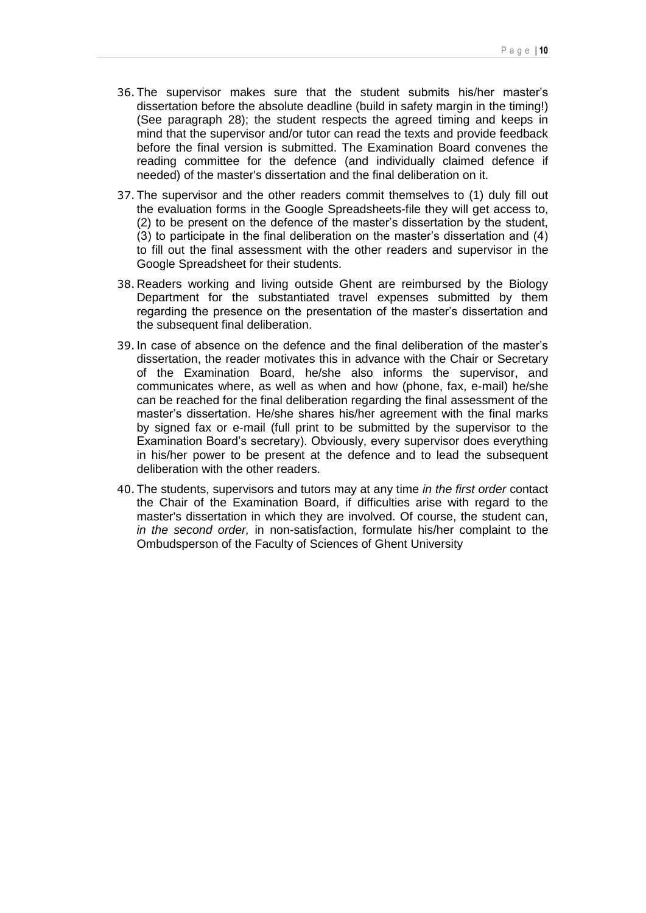36. The supervisor makes sure that the student submits his/her master's dissertation before the absolute deadline (build in safety margin in the timing!) (See paragraph 28); the student respects the agreed timing and keeps in mind that the supervisor and/or tutor can read the texts and provide feedback before the final version is submitted. The Examination Board convenes the reading committee for the defence (and individually claimed defence if needed) of the master's dissertation and the final deliberation on it.

37. The supervisor and the other readers commit themselves to (1) duly fill out the evaluation forms in the Google Spreadsheets-file they will get access to, (2) to be present on the defence of the master's dissertation by the student, (3) to participate in the final deliberation on the master's dissertation and (4) to fill out the final assessment with the other readers and supervisor in the Google Spreadsheet for their students.

38. Readers working and living outside Ghent are reimbursed by the Biology Department for the substantiated travel expenses submitted by them regarding the presence on the presentation of the master's dissertation and the subsequent final deliberation.

39. In case of absence on the defence and the final deliberation of the master's dissertation, the reader motivates this in advance with the Chair or Secretary of the Examination Board, he/she also informs the supervisor, and communicates where, as well as when and how (phone, fax, e-mail) he/she can be reached for the final deliberation regarding the final assessment of the master's dissertation. He/she shares his/her agreement with the final marks by signed fax or e-mail (full print to be submitted by the supervisor to the Examination Board's secretary). Obviously, every supervisor does everything in his/her power to be present at the defence and to lead the subsequent deliberation with the other readers.

40. The students, supervisors and tutors may at any time *in the first order* contact the Chair of the Examination Board, if difficulties arise with regard to the master's dissertation in which they are involved. Of course, the student can, *in the second order,* in non-satisfaction, formulate his/her complaint to the Ombudsperson of the Faculty of Sciences of Ghent University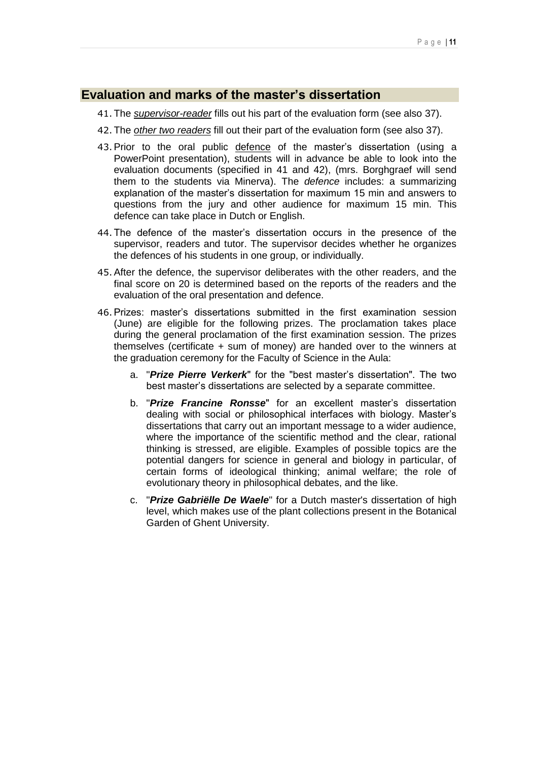## Evaluation and marks of the master's dissertation

41. The <u>*supervisor-reader*</u> fills out his part of the evaluation form (see also 37).

42. The <u>*other two readers*</u> fill out their part of the evaluation form (see also 37).

43. Prior to the oral public <u>defence</u> of the master's dissertation (using a PowerPoint presentation), students will in advance be able to look into the evaluation documents (specified in 41 and 42), (mrs. Borghgraef will send them to the students via Minerva). The *defence* includes: a summarizing explanation of the master's dissertation for maximum 15 min and answers to questions from the jury and other audience for maximum 15 min. This defence can take place in Dutch or English.

44. The defence of the master's dissertation occurs in the presence of the supervisor, readers and tutor. The supervisor decides whether he organizes the defences of his students in one group, or individually.

45. After the defence, the supervisor deliberates with the other readers, and the final score on 20 is determined based on the reports of the readers and the evaluation of the oral presentation and defence.

46. Prizes: master's dissertations submitted in the first examination session (June) are eligible for the following prizes. The proclamation takes place during the general proclamation of the first examination session. The prizes themselves (certificate + sum of money) are handed over to the winners at the graduation ceremony for the Faculty of Science in the Aula:

    a. "***Prize Pierre Verkerk***" for the "best master's dissertation". The two best master's dissertations are selected by a separate committee.

    b. "***Prize Francine Ronsse***" for an excellent master's dissertation dealing with social or philosophical interfaces with biology. Master's dissertations that carry out an important message to a wider audience, where the importance of the scientific method and the clear, rational thinking is stressed, are eligible. Examples of possible topics are the potential dangers for science in general and biology in particular, of certain forms of ideological thinking; animal welfare; the role of evolutionary theory in philosophical debates, and the like.

    c. "***Prize Gabriëlle De Waele***" for a Dutch master's dissertation of high level, which makes use of the plant collections present in the Botanical Garden of Ghent University.